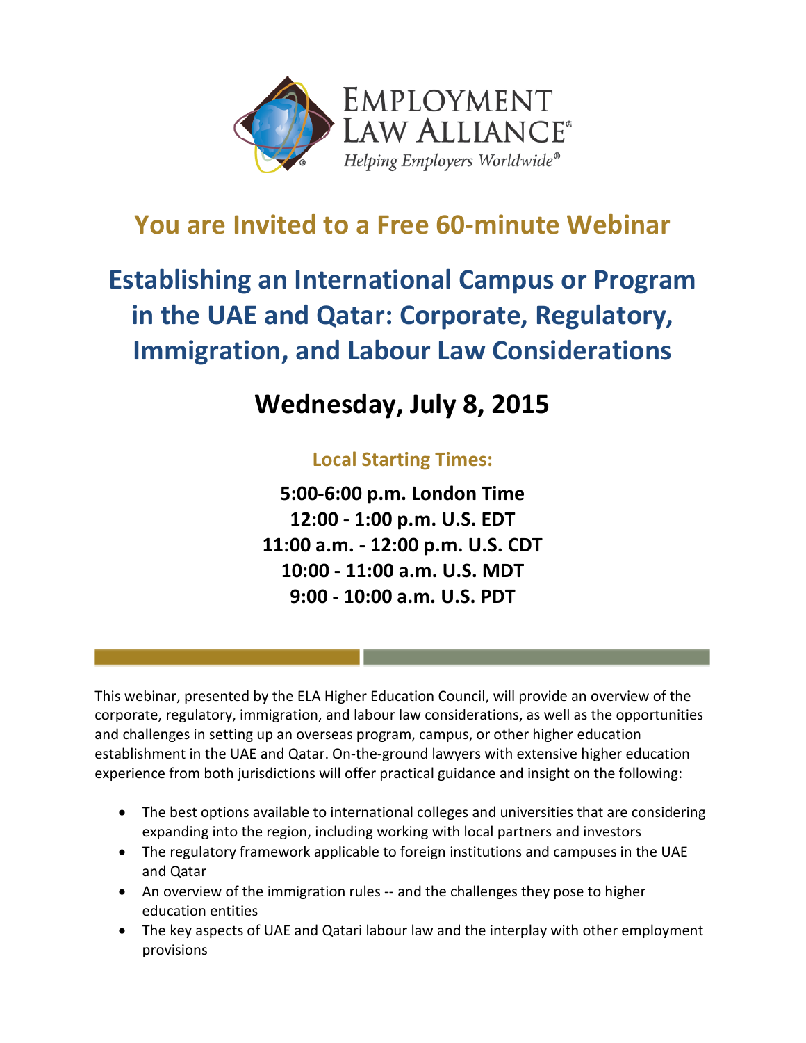EMPLOYMENT LAW ALLIANCE®

*Helping Employers Worldwide®*

## You are Invited to a Free 60-minute Webinar

# Establishing an International Campus or Program in the UAE and Qatar: Corporate, Regulatory, Immigration, and Labour Law Considerations

## Wednesday, July 8, 2015

### Local Starting Times:

**5:00-6:00 p.m. London Time**
**12:00 - 1:00 p.m. U.S. EDT**
**11:00 a.m. - 12:00 p.m. U.S. CDT**
**10:00 - 11:00 a.m. U.S. MDT**
**9:00 - 10:00 a.m. U.S. PDT**

This webinar, presented by the ELA Higher Education Council, will provide an overview of the corporate, regulatory, immigration, and labour law considerations, as well as the opportunities and challenges in setting up an overseas program, campus, or other higher education establishment in the UAE and Qatar. On-the-ground lawyers with extensive higher education experience from both jurisdictions will offer practical guidance and insight on the following:

- The best options available to international colleges and universities that are considering expanding into the region, including working with local partners and investors
- The regulatory framework applicable to foreign institutions and campuses in the UAE and Qatar
- An overview of the immigration rules -- and the challenges they pose to higher education entities
- The key aspects of UAE and Qatari labour law and the interplay with other employment provisions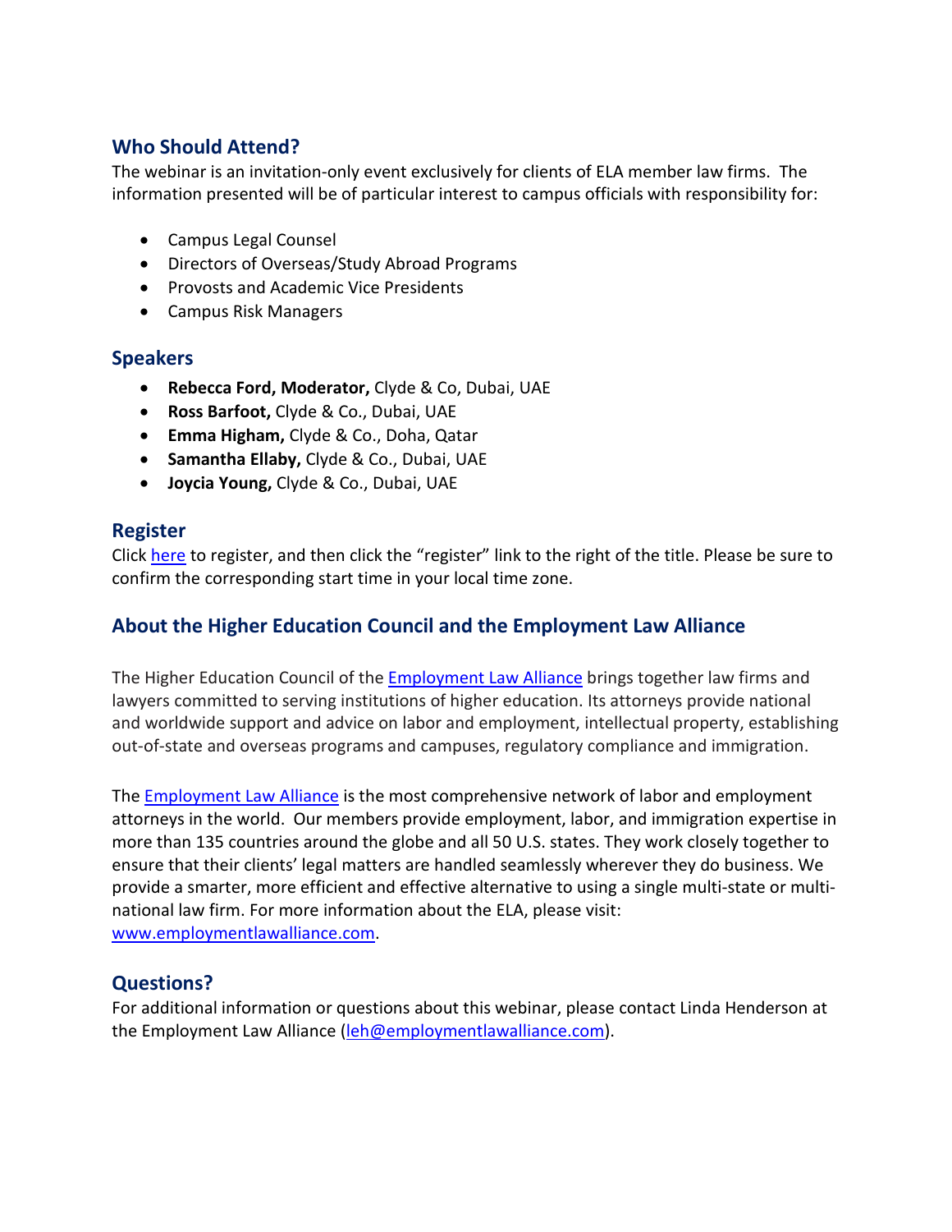## Who Should Attend?

The webinar is an invitation-only event exclusively for clients of ELA member law firms. The information presented will be of particular interest to campus officials with responsibility for:

- Campus Legal Counsel
- Directors of Overseas/Study Abroad Programs
- Provosts and Academic Vice Presidents
- Campus Risk Managers

## Speakers

- **Rebecca Ford, Moderator,** Clyde & Co, Dubai, UAE
- **Ross Barfoot,** Clyde & Co., Dubai, UAE
- **Emma Higham,** Clyde & Co., Doha, Qatar
- **Samantha Ellaby,** Clyde & Co., Dubai, UAE
- **Joycia Young,** Clyde & Co., Dubai, UAE

## Register

Click here to register, and then click the "register" link to the right of the title. Please be sure to confirm the corresponding start time in your local time zone.

## About the Higher Education Council and the Employment Law Alliance

The Higher Education Council of the Employment Law Alliance brings together law firms and lawyers committed to serving institutions of higher education. Its attorneys provide national and worldwide support and advice on labor and employment, intellectual property, establishing out-of-state and overseas programs and campuses, regulatory compliance and immigration.

The Employment Law Alliance is the most comprehensive network of labor and employment attorneys in the world. Our members provide employment, labor, and immigration expertise in more than 135 countries around the globe and all 50 U.S. states. They work closely together to ensure that their clients' legal matters are handled seamlessly wherever they do business. We provide a smarter, more efficient and effective alternative to using a single multi-state or multi-national law firm. For more information about the ELA, please visit: www.employmentlawalliance.com.

## Questions?

For additional information or questions about this webinar, please contact Linda Henderson at the Employment Law Alliance (leh@employmentlawalliance.com).